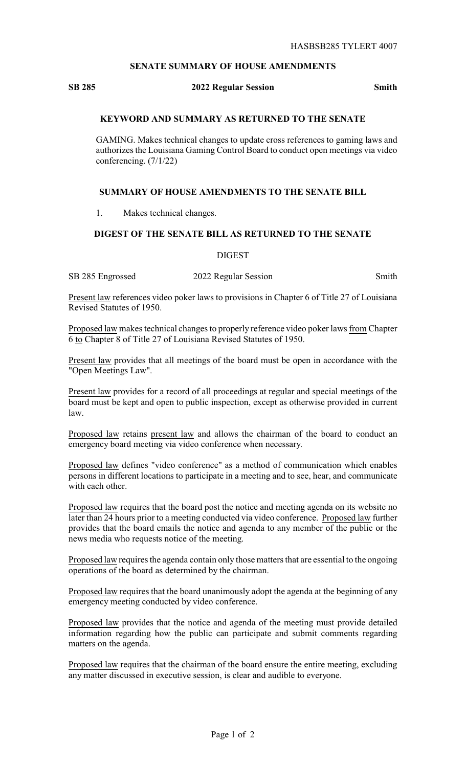HASBSB285 TYLERT 4007

## SENATE SUMMARY OF HOUSE AMENDMENTS

**SB 285** **2022 Regular Session** **Smith**

### KEYWORD AND SUMMARY AS RETURNED TO THE SENATE

GAMING. Makes technical changes to update cross references to gaming laws and authorizes the Louisiana Gaming Control Board to conduct open meetings via video conferencing. (7/1/22)

### SUMMARY OF HOUSE AMENDMENTS TO THE SENATE BILL

1. Makes technical changes.

### DIGEST OF THE SENATE BILL AS RETURNED TO THE SENATE

DIGEST

SB 285 Engrossed 2022 Regular Session Smith

Present law references video poker laws to provisions in Chapter 6 of Title 27 of Louisiana Revised Statutes of 1950.

Proposed law makes technical changes to properly reference video poker laws from Chapter 6 to Chapter 8 of Title 27 of Louisiana Revised Statutes of 1950.

Present law provides that all meetings of the board must be open in accordance with the "Open Meetings Law".

Present law provides for a record of all proceedings at regular and special meetings of the board must be kept and open to public inspection, except as otherwise provided in current law.

Proposed law retains present law and allows the chairman of the board to conduct an emergency board meeting via video conference when necessary.

Proposed law defines "video conference" as a method of communication which enables persons in different locations to participate in a meeting and to see, hear, and communicate with each other.

Proposed law requires that the board post the notice and meeting agenda on its website no later than 24 hours prior to a meeting conducted via video conference. Proposed law further provides that the board emails the notice and agenda to any member of the public or the news media who requests notice of the meeting.

Proposed law requires the agenda contain only those matters that are essential to the ongoing operations of the board as determined by the chairman.

Proposed law requires that the board unanimously adopt the agenda at the beginning of any emergency meeting conducted by video conference.

Proposed law provides that the notice and agenda of the meeting must provide detailed information regarding how the public can participate and submit comments regarding matters on the agenda.

Proposed law requires that the chairman of the board ensure the entire meeting, excluding any matter discussed in executive session, is clear and audible to everyone.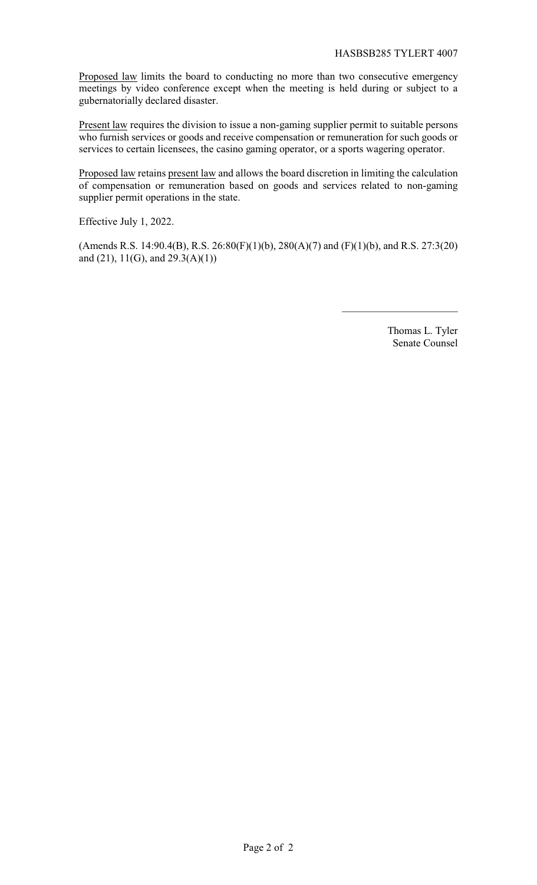<u>Proposed law</u> limits the board to conducting no more than two consecutive emergency meetings by video conference except when the meeting is held during or subject to a gubernatorially declared disaster.

<u>Present law</u> requires the division to issue a non-gaming supplier permit to suitable persons who furnish services or goods and receive compensation or remuneration for such goods or services to certain licensees, the casino gaming operator, or a sports wagering operator.

<u>Proposed law</u> retains <u>present law</u> and allows the board discretion in limiting the calculation of compensation or remuneration based on goods and services related to non-gaming supplier permit operations in the state.

Effective July 1, 2022.

(Amends R.S. 14:90.4(B), R.S. 26:80(F)(1)(b), 280(A)(7) and (F)(1)(b), and R.S. 27:3(20) and (21), 11(G), and 29.3(A)(1))

Thomas L. Tyler
Senate Counsel